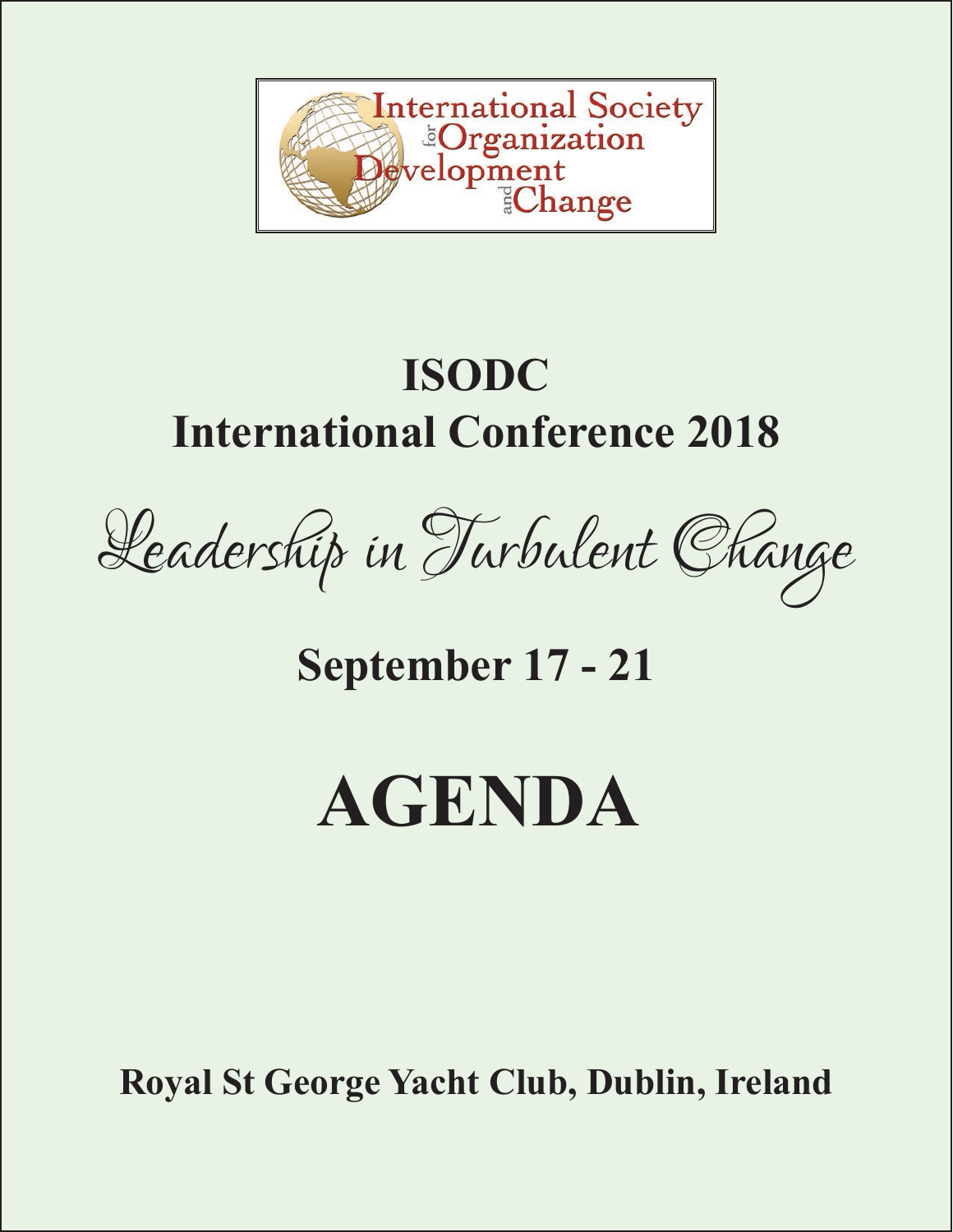International Society for Organization Development and Change

# ISODC
# International Conference 2018

*Leadership in Turbulent Change*

## September 17 - 21

# AGENDA

**Royal St George Yacht Club, Dublin, Ireland**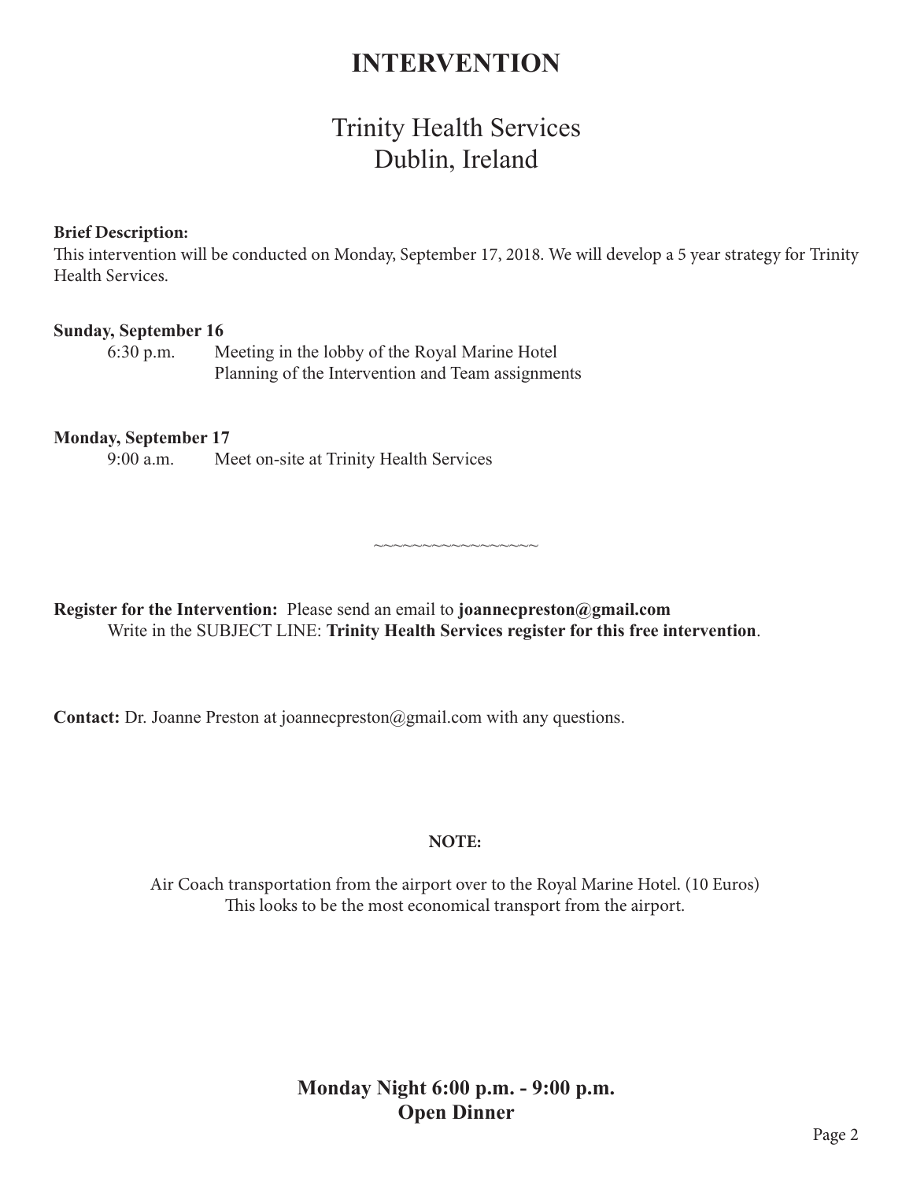# INTERVENTION

## Trinity Health Services
## Dublin, Ireland

**Brief Description:**
This intervention will be conducted on Monday, September 17, 2018. We will develop a 5 year strategy for Trinity Health Services.

**Sunday, September 16**

6:30 p.m. Meeting in the lobby of the Royal Marine Hotel
Planning of the Intervention and Team assignments

**Monday, September 17**

9:00 a.m. Meet on-site at Trinity Health Services

~~~~~~~~~~~~~~~~~

**Register for the Intervention:** Please send an email to **joannecpreston@gmail.com**
Write in the SUBJECT LINE: **Trinity Health Services register for this free intervention**.

**Contact:** Dr. Joanne Preston at joannecpreston@gmail.com with any questions.

**NOTE:**

Air Coach transportation from the airport over to the Royal Marine Hotel. (10 Euros)
This looks to be the most economical transport from the airport.

**Monday Night 6:00 p.m. - 9:00 p.m.**
**Open Dinner**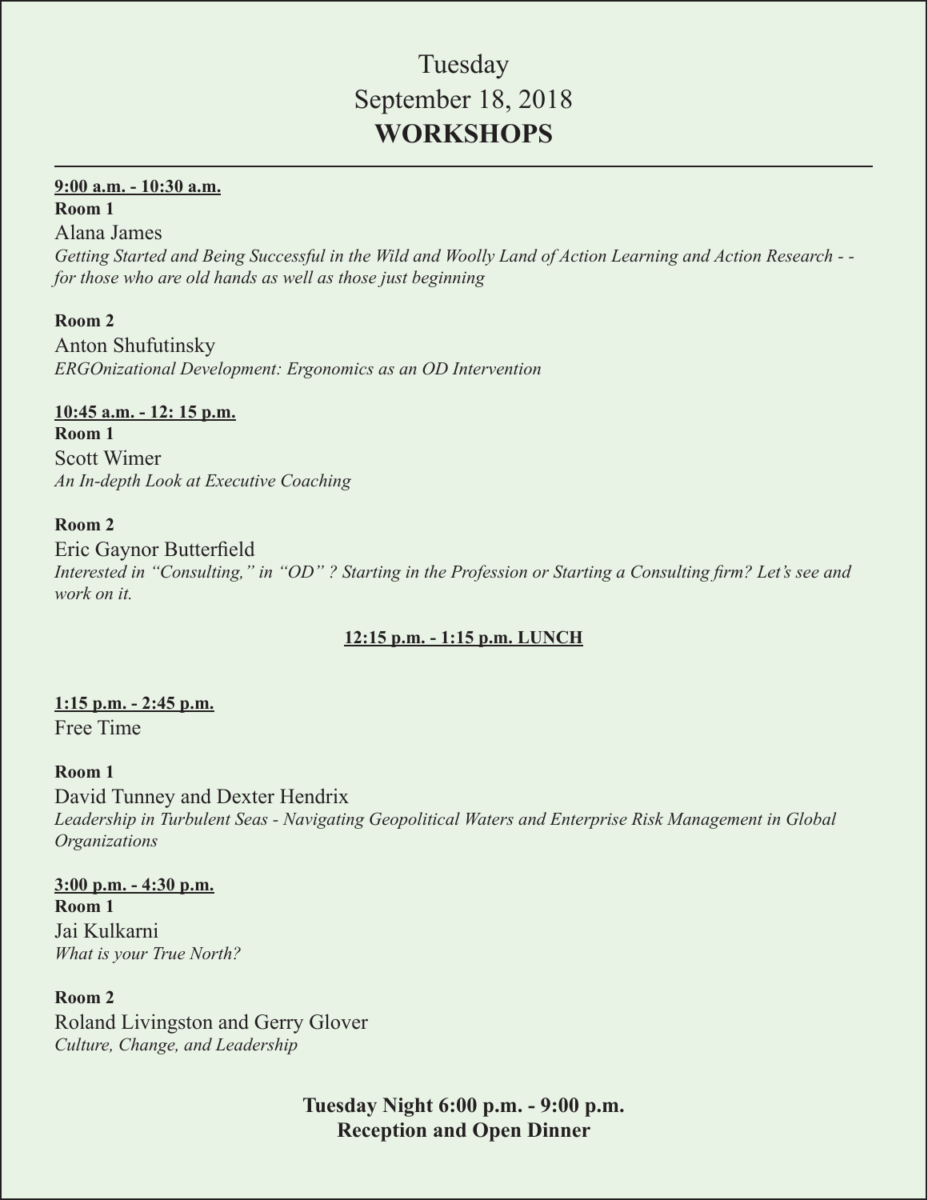# Tuesday
# September 18, 2018
# **WORKSHOPS**

---

**9:00 a.m. - 10:30 a.m.**

**Room 1**

Alana James

*Getting Started and Being Successful in the Wild and Woolly Land of Action Learning and Action Research - - for those who are old hands as well as those just beginning*

**Room 2**

Anton Shufutinsky

*ERGOnizational Development: Ergonomics as an OD Intervention*

**10:45 a.m. - 12: 15 p.m.**

**Room 1**

Scott Wimer

*An In-depth Look at Executive Coaching*

**Room 2**

Eric Gaynor Butterfield

*Interested in "Consulting," in "OD" ? Starting in the Profession or Starting a Consulting firm? Let's see and work on it.*

**12:15 p.m. - 1:15 p.m. LUNCH**

**1:15 p.m. - 2:45 p.m.**

Free Time

**Room 1**

David Tunney and Dexter Hendrix

*Leadership in Turbulent Seas - Navigating Geopolitical Waters and Enterprise Risk Management in Global Organizations*

**3:00 p.m. - 4:30 p.m.**

**Room 1**

Jai Kulkarni

*What is your True North?*

**Room 2**

Roland Livingston and Gerry Glover

*Culture, Change, and Leadership*

**Tuesday Night 6:00 p.m. - 9:00 p.m.**
**Reception and Open Dinner**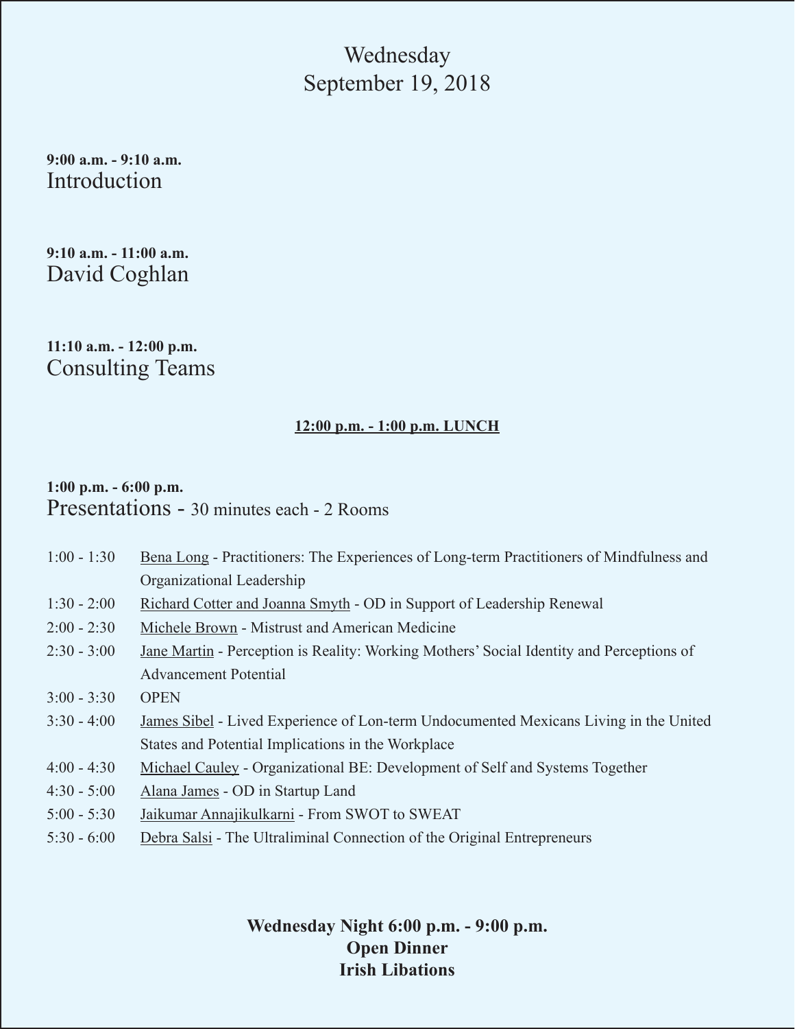# Wednesday
# September 19, 2018

**9:00 a.m. - 9:10 a.m.**
Introduction

**9:10 a.m. - 11:00 a.m.**
David Coghlan

**11:10 a.m. - 12:00 p.m.**
Consulting Teams

**12:00 p.m. - 1:00 p.m. LUNCH**

**1:00 p.m. - 6:00 p.m.**
Presentations - 30 minutes each - 2 Rooms

| | |
|---|---|
| 1:00 - 1:30 | Bena Long - Practitioners: The Experiences of Long-term Practitioners of Mindfulness and Organizational Leadership |
| 1:30 - 2:00 | Richard Cotter and Joanna Smyth - OD in Support of Leadership Renewal |
| 2:00 - 2:30 | Michele Brown - Mistrust and American Medicine |
| 2:30 - 3:00 | Jane Martin - Perception is Reality: Working Mothers' Social Identity and Perceptions of Advancement Potential |
| 3:00 - 3:30 | OPEN |
| 3:30 - 4:00 | James Sibel - Lived Experience of Lon-term Undocumented Mexicans Living in the United States and Potential Implications in the Workplace |
| 4:00 - 4:30 | Michael Cauley - Organizational BE: Development of Self and Systems Together |
| 4:30 - 5:00 | Alana James - OD in Startup Land |
| 5:00 - 5:30 | Jaikumar Annajikulkarni - From SWOT to SWEAT |
| 5:30 - 6:00 | Debra Salsi - The Ultraliminal Connection of the Original Entrepreneurs |

**Wednesday Night 6:00 p.m. - 9:00 p.m.**
**Open Dinner**
**Irish Libations**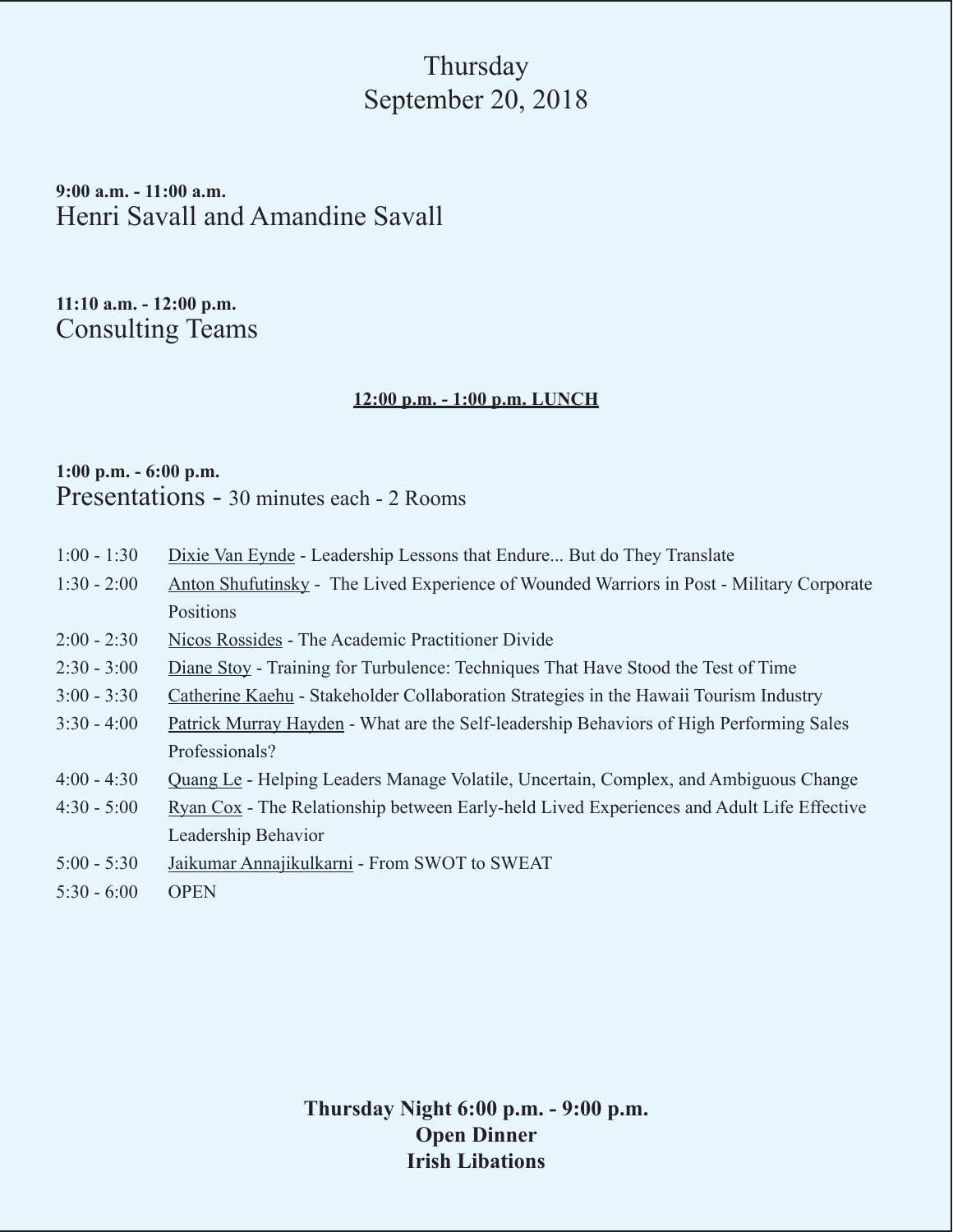# Thursday
# September 20, 2018

**9:00 a.m. - 11:00 a.m.**
## Henri Savall and Amandine Savall

**11:10 a.m. - 12:00 p.m.**
## Consulting Teams

**12:00 p.m. - 1:00 p.m. LUNCH**

**1:00 p.m. - 6:00 p.m.**
## Presentations - 30 minutes each - 2 Rooms

| | |
|---|---|
| 1:00 - 1:30 | Dixie Van Eynde - Leadership Lessons that Endure... But do They Translate |
| 1:30 - 2:00 | Anton Shufutinsky - The Lived Experience of Wounded Warriors in Post - Military Corporate Positions |
| 2:00 - 2:30 | Nicos Rossides - The Academic Practitioner Divide |
| 2:30 - 3:00 | Diane Stoy - Training for Turbulence: Techniques That Have Stood the Test of Time |
| 3:00 - 3:30 | Catherine Kaehu - Stakeholder Collaboration Strategies in the Hawaii Tourism Industry |
| 3:30 - 4:00 | Patrick Murray Hayden - What are the Self-leadership Behaviors of High Performing Sales Professionals? |
| 4:00 - 4:30 | Quang Le - Helping Leaders Manage Volatile, Uncertain, Complex, and Ambiguous Change |
| 4:30 - 5:00 | Ryan Cox - The Relationship between Early-held Lived Experiences and Adult Life Effective Leadership Behavior |
| 5:00 - 5:30 | Jaikumar Annajikulkarni - From SWOT to SWEAT |
| 5:30 - 6:00 | OPEN |

**Thursday Night 6:00 p.m. - 9:00 p.m.**
**Open Dinner**
**Irish Libations**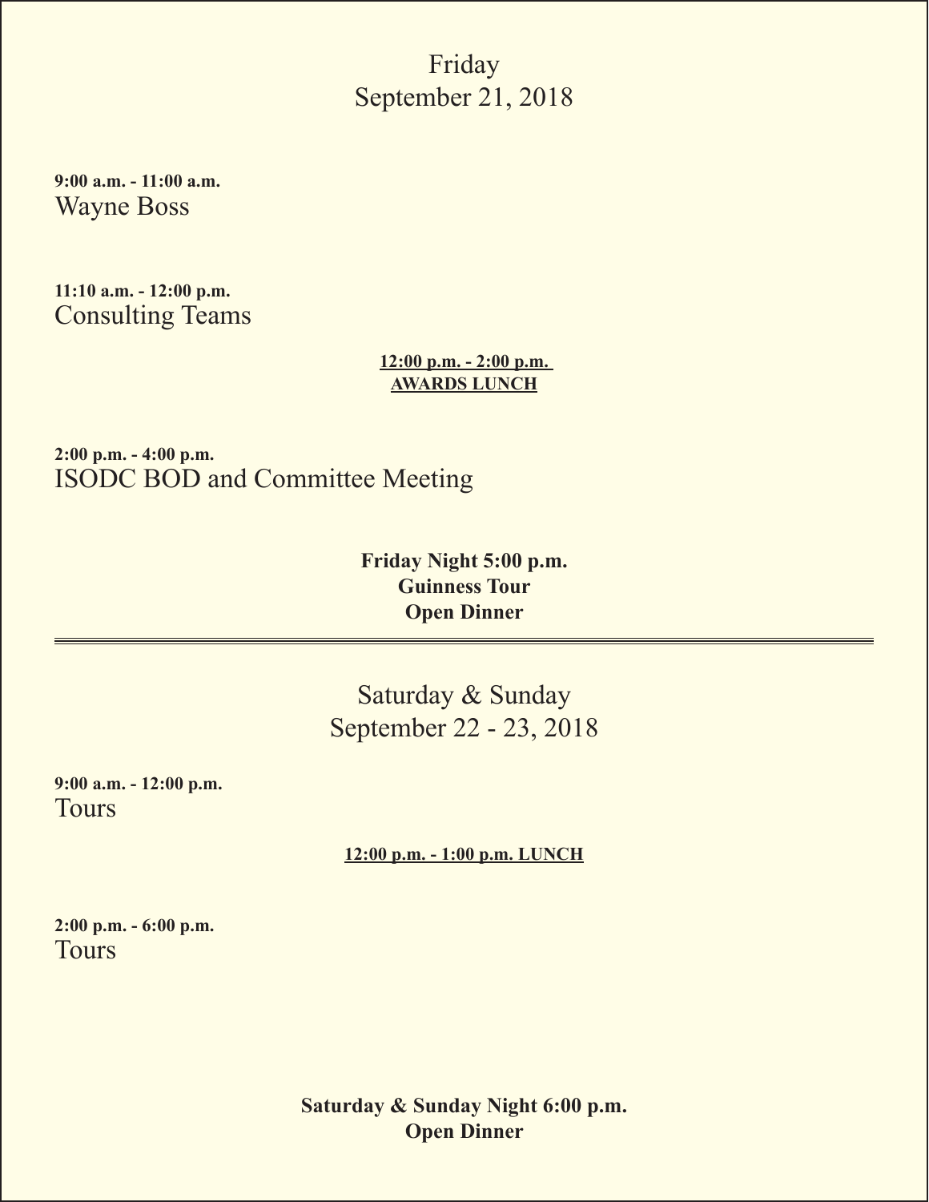## Friday
## September 21, 2018

**9:00 a.m. - 11:00 a.m.**
Wayne Boss

**11:10 a.m. - 12:00 p.m.**
Consulting Teams

**12:00 p.m. - 2:00 p.m.**
**AWARDS LUNCH**

**2:00 p.m. - 4:00 p.m.**
ISODC BOD and Committee Meeting

**Friday Night 5:00 p.m.**
**Guinness Tour**
**Open Dinner**

---

## Saturday & Sunday
## September 22 - 23, 2018

**9:00 a.m. - 12:00 p.m.**
Tours

**12:00 p.m. - 1:00 p.m. LUNCH**

**2:00 p.m. - 6:00 p.m.**
Tours

**Saturday & Sunday Night 6:00 p.m.**
**Open Dinner**